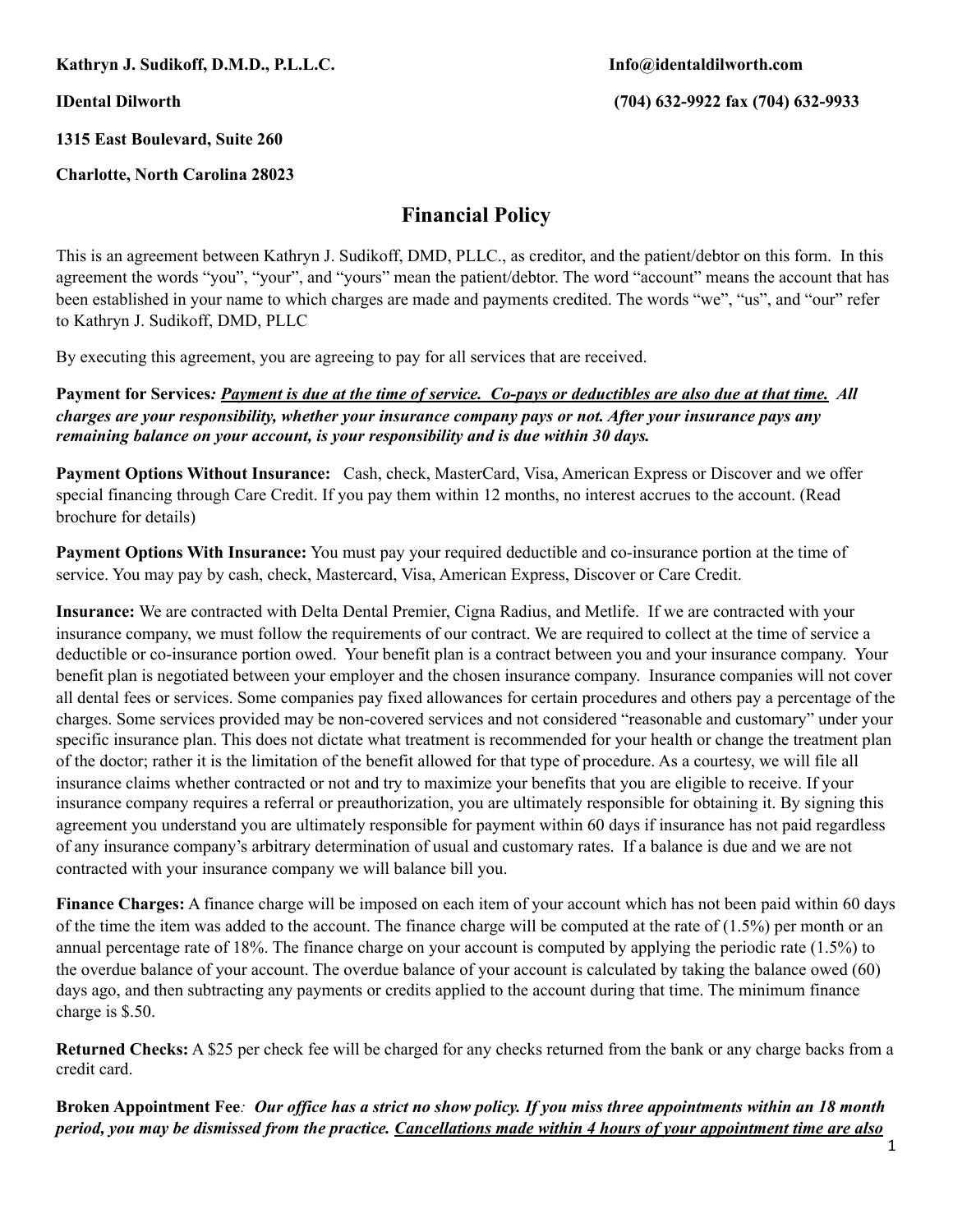**Kathryn J. Sudikoff, D.M.D., P.L.L.C.** **Info@identaldilworth.com**

**IDental Dilworth** **(704) 632-9922 fax (704) 632-9933**

**1315 East Boulevard, Suite 260**

**Charlotte, North Carolina 28023**

## Financial Policy

This is an agreement between Kathryn J. Sudikoff, DMD, PLLC., as creditor, and the patient/debtor on this form. In this agreement the words "you", "your", and "yours" mean the patient/debtor. The word "account" means the account that has been established in your name to which charges are made and payments credited. The words "we", "us", and "our" refer to Kathryn J. Sudikoff, DMD, PLLC

By executing this agreement, you are agreeing to pay for all services that are received.

**Payment for Services***:* ***<u>Payment is due at the time of service. Co-pays or deductibles are also due at that time.</u> All charges are your responsibility, whether your insurance company pays or not. After your insurance pays any remaining balance on your account, is your responsibility and is due within 30 days.***

**Payment Options Without Insurance:** Cash, check, MasterCard, Visa, American Express or Discover and we offer special financing through Care Credit. If you pay them within 12 months, no interest accrues to the account. (Read brochure for details)

**Payment Options With Insurance:** You must pay your required deductible and co-insurance portion at the time of service. You may pay by cash, check, Mastercard, Visa, American Express, Discover or Care Credit.

**Insurance:** We are contracted with Delta Dental Premier, Cigna Radius, and Metlife. If we are contracted with your insurance company, we must follow the requirements of our contract. We are required to collect at the time of service a deductible or co-insurance portion owed. Your benefit plan is a contract between you and your insurance company. Your benefit plan is negotiated between your employer and the chosen insurance company. Insurance companies will not cover all dental fees or services. Some companies pay fixed allowances for certain procedures and others pay a percentage of the charges. Some services provided may be non-covered services and not considered "reasonable and customary" under your specific insurance plan. This does not dictate what treatment is recommended for your health or change the treatment plan of the doctor; rather it is the limitation of the benefit allowed for that type of procedure. As a courtesy, we will file all insurance claims whether contracted or not and try to maximize your benefits that you are eligible to receive. If your insurance company requires a referral or preauthorization, you are ultimately responsible for obtaining it. By signing this agreement you understand you are ultimately responsible for payment within 60 days if insurance has not paid regardless of any insurance company's arbitrary determination of usual and customary rates. If a balance is due and we are not contracted with your insurance company we will balance bill you.

**Finance Charges:** A finance charge will be imposed on each item of your account which has not been paid within 60 days of the time the item was added to the account. The finance charge will be computed at the rate of (1.5%) per month or an annual percentage rate of 18%. The finance charge on your account is computed by applying the periodic rate (1.5%) to the overdue balance of your account. The overdue balance of your account is calculated by taking the balance owed (60) days ago, and then subtracting any payments or credits applied to the account during that time. The minimum finance charge is $.50.

**Returned Checks:** A $25 per check fee will be charged for any checks returned from the bank or any charge backs from a credit card.

**Broken Appointment Fee***:* ***Our office has a strict no show policy. If you miss three appointments within an 18 month period, you may be dismissed from the practice. <u>Cancellations made within 4 hours of your appointment time are also</u>***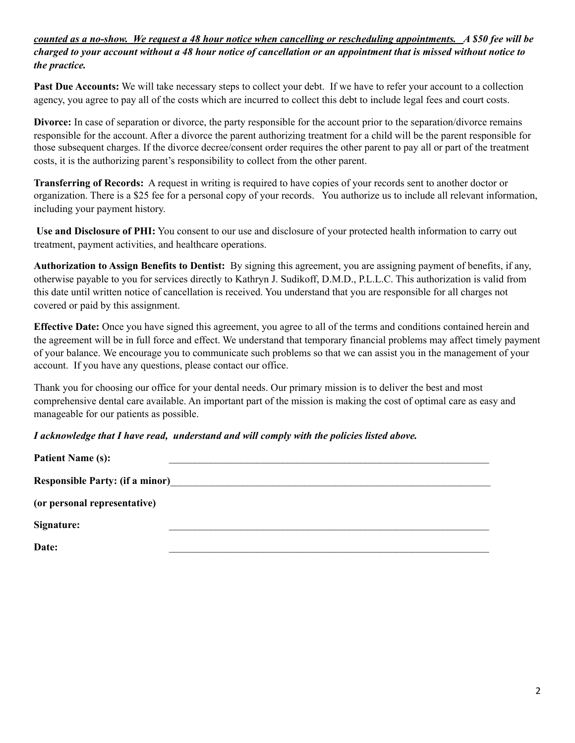***<u>counted as a no-show. We request a 48 hour notice when cancelling or rescheduling appointments.</u> A $50 fee will be charged to your account without a 48 hour notice of cancellation or an appointment that is missed without notice to the practice.***

**Past Due Accounts:** We will take necessary steps to collect your debt. If we have to refer your account to a collection agency, you agree to pay all of the costs which are incurred to collect this debt to include legal fees and court costs.

**Divorce:** In case of separation or divorce, the party responsible for the account prior to the separation/divorce remains responsible for the account. After a divorce the parent authorizing treatment for a child will be the parent responsible for those subsequent charges. If the divorce decree/consent order requires the other parent to pay all or part of the treatment costs, it is the authorizing parent's responsibility to collect from the other parent.

**Transferring of Records:** A request in writing is required to have copies of your records sent to another doctor or organization. There is a $25 fee for a personal copy of your records. You authorize us to include all relevant information, including your payment history.

**Use and Disclosure of PHI:** You consent to our use and disclosure of your protected health information to carry out treatment, payment activities, and healthcare operations.

**Authorization to Assign Benefits to Dentist:** By signing this agreement, you are assigning payment of benefits, if any, otherwise payable to you for services directly to Kathryn J. Sudikoff, D.M.D., P.L.L.C. This authorization is valid from this date until written notice of cancellation is received. You understand that you are responsible for all charges not covered or paid by this assignment.

**Effective Date:** Once you have signed this agreement, you agree to all of the terms and conditions contained herein and the agreement will be in full force and effect. We understand that temporary financial problems may affect timely payment of your balance. We encourage you to communicate such problems so that we can assist you in the management of your account. If you have any questions, please contact our office.

Thank you for choosing our office for your dental needs. Our primary mission is to deliver the best and most comprehensive dental care available. An important part of the mission is making the cost of optimal care as easy and manageable for our patients as possible.

***I acknowledge that I have read, understand and will comply with the policies listed above.***

**Patient Name (s):** ____________________________________________________________

**Responsible Party: (if a minor)**____________________________________________________________

**(or personal representative)**

**Signature:** ____________________________________________________________

**Date:** ____________________________________________________________